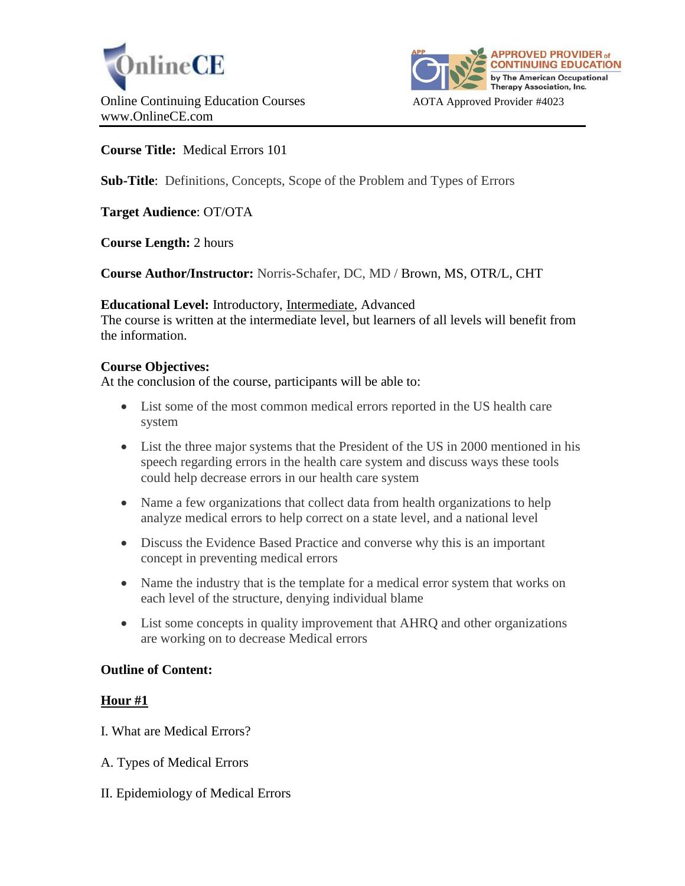OnlineCE

Online Continuing Education Courses
www.OnlineCE.com

APPROVED PROVIDER of CONTINUING EDUCATION by The American Occupational Therapy Association, Inc.

AOTA Approved Provider #4023

**Course Title:** Medical Errors 101

**Sub-Title**: Definitions, Concepts, Scope of the Problem and Types of Errors

**Target Audience**: OT/OTA

**Course Length:** 2 hours

**Course Author/Instructor:** Norris-Schafer, DC, MD / Brown, MS, OTR/L, CHT

**Educational Level:** Introductory, Intermediate, Advanced
The course is written at the intermediate level, but learners of all levels will benefit from the information.

**Course Objectives:**
At the conclusion of the course, participants will be able to:

- List some of the most common medical errors reported in the US health care system
- List the three major systems that the President of the US in 2000 mentioned in his speech regarding errors in the health care system and discuss ways these tools could help decrease errors in our health care system
- Name a few organizations that collect data from health organizations to help analyze medical errors to help correct on a state level, and a national level
- Discuss the Evidence Based Practice and converse why this is an important concept in preventing medical errors
- Name the industry that is the template for a medical error system that works on each level of the structure, denying individual blame
- List some concepts in quality improvement that AHRQ and other organizations are working on to decrease Medical errors

**Outline of Content:**

**Hour #1**

I. What are Medical Errors?

A. Types of Medical Errors

II. Epidemiology of Medical Errors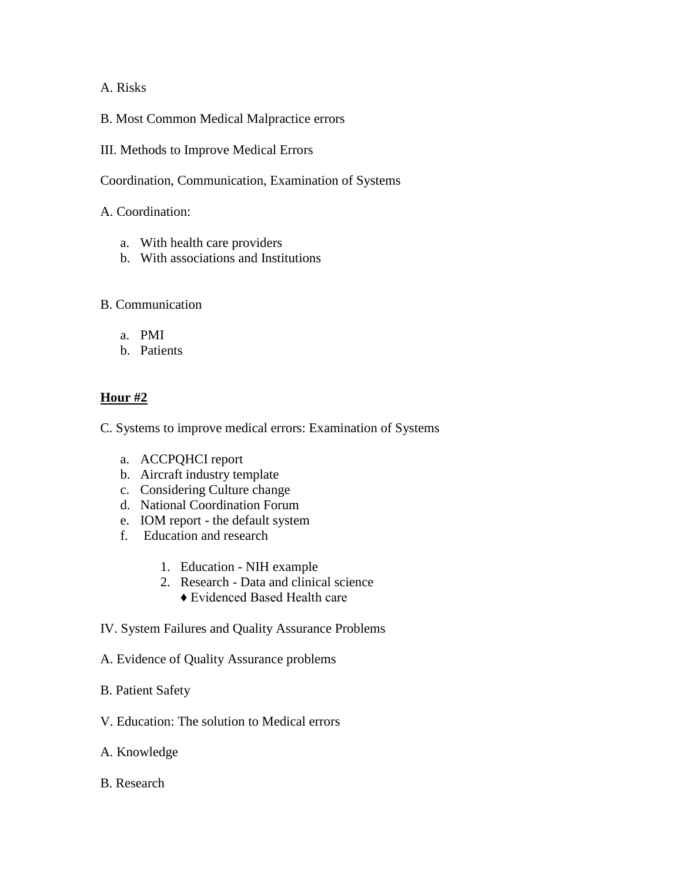A. Risks

B. Most Common Medical Malpractice errors

III. Methods to Improve Medical Errors

Coordination, Communication, Examination of Systems

A. Coordination:

a. With health care providers
b. With associations and Institutions

B. Communication

a. PMI
b. Patients

**Hour #2**

C. Systems to improve medical errors: Examination of Systems

a. ACCPQHCI report
b. Aircraft industry template
c. Considering Culture change
d. National Coordination Forum
e. IOM report - the default system
f. Education and research

    1. Education - NIH example
    2. Research - Data and clinical science
        ♦ Evidenced Based Health care

IV. System Failures and Quality Assurance Problems

A. Evidence of Quality Assurance problems

B. Patient Safety

V. Education: The solution to Medical errors

A. Knowledge

B. Research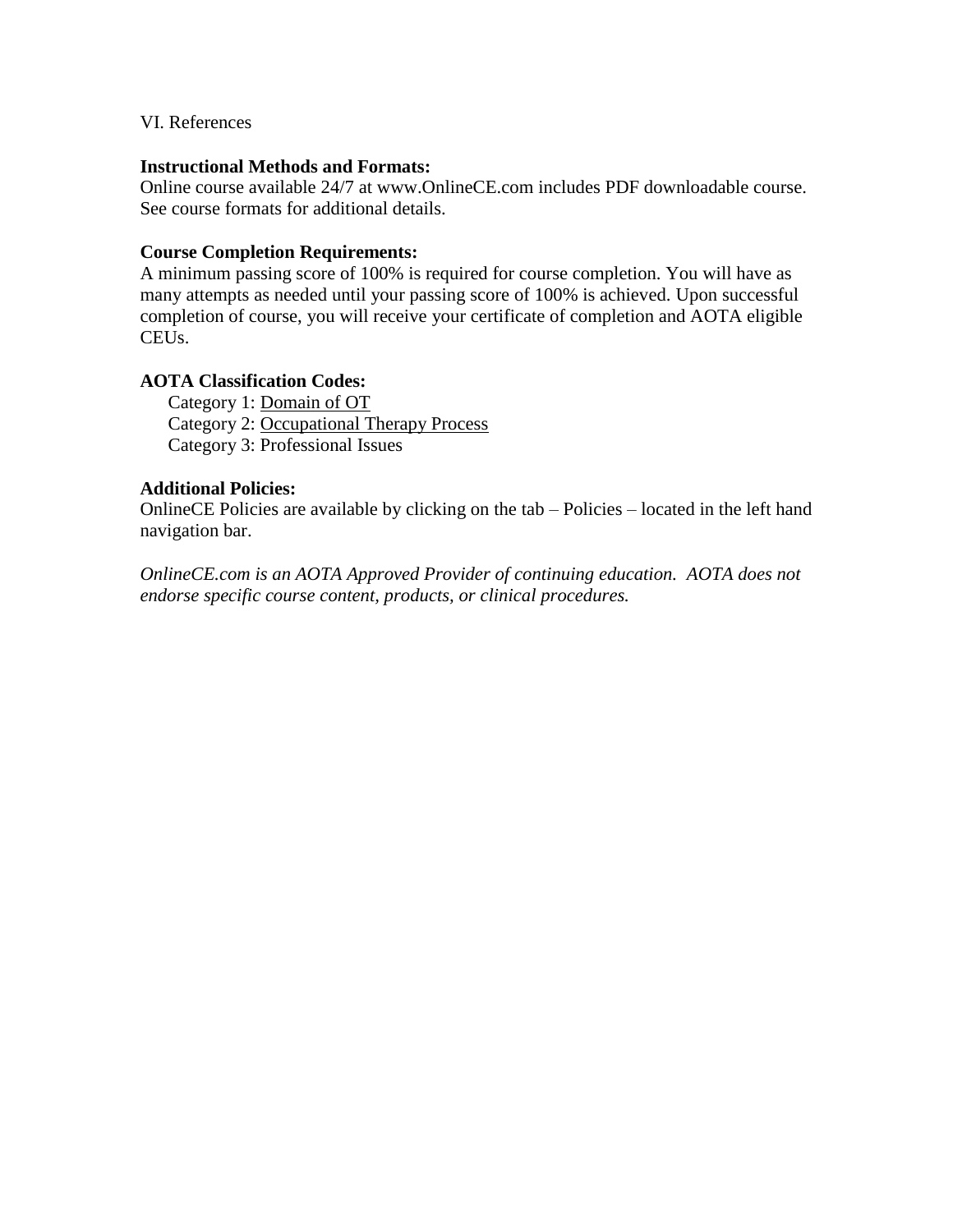VI. References

**Instructional Methods and Formats:**
Online course available 24/7 at www.OnlineCE.com includes PDF downloadable course. See course formats for additional details.

**Course Completion Requirements:**
A minimum passing score of 100% is required for course completion. You will have as many attempts as needed until your passing score of 100% is achieved. Upon successful completion of course, you will receive your certificate of completion and AOTA eligible CEUs.

**AOTA Classification Codes:**

Category 1: Domain of OT
Category 2: Occupational Therapy Process
Category 3: Professional Issues

**Additional Policies:**
OnlineCE Policies are available by clicking on the tab – Policies – located in the left hand navigation bar.

*OnlineCE.com is an AOTA Approved Provider of continuing education. AOTA does not endorse specific course content, products, or clinical procedures.*